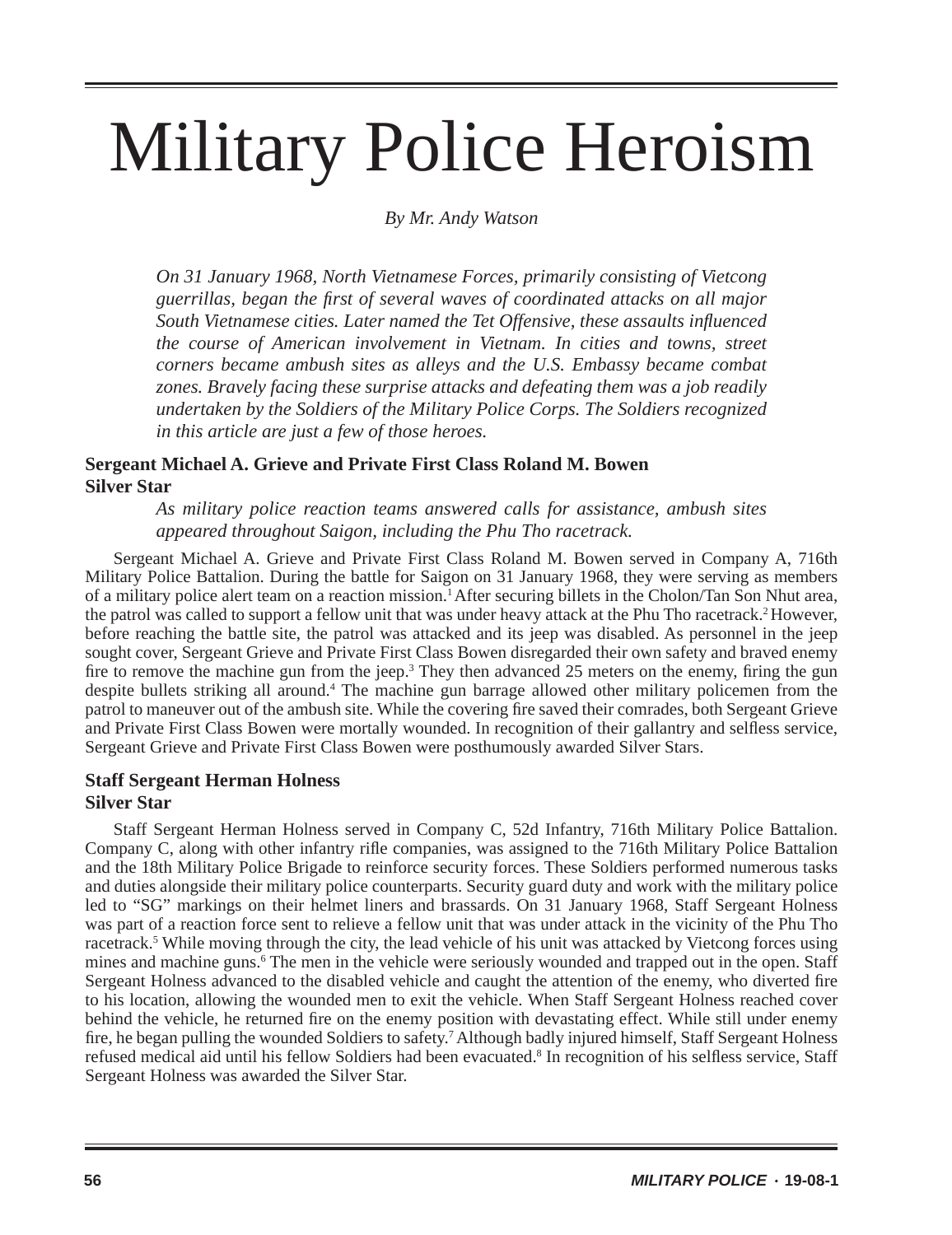# Military Police Heroism

*By Mr. Andy Watson*

*On 31 January 1968, North Vietnamese Forces, primarily consisting of Vietcong guerrillas, began the first of several waves of coordinated attacks on all major South Vietnamese cities. Later named the Tet Offensive, these assaults influenced the course of American involvement in Vietnam. In cities and towns, street corners became ambush sites as alleys and the U.S. Embassy became combat zones. Bravely facing these surprise attacks and defeating them was a job readily undertaken by the Soldiers of the Military Police Corps. The Soldiers recognized in this article are just a few of those heroes.*

### Sergeant Michael A. Grieve and Private First Class Roland M. Bowen
### Silver Star

*As military police reaction teams answered calls for assistance, ambush sites appeared throughout Saigon, including the Phu Tho racetrack.*

Sergeant Michael A. Grieve and Private First Class Roland M. Bowen served in Company A, 716th Military Police Battalion. During the battle for Saigon on 31 January 1968, they were serving as members of a military police alert team on a reaction mission.[1] After securing billets in the Cholon/Tan Son Nhut area, the patrol was called to support a fellow unit that was under heavy attack at the Phu Tho racetrack.[2] However, before reaching the battle site, the patrol was attacked and its jeep was disabled. As personnel in the jeep sought cover, Sergeant Grieve and Private First Class Bowen disregarded their own safety and braved enemy fire to remove the machine gun from the jeep.[3] They then advanced 25 meters on the enemy, firing the gun despite bullets striking all around.[4] The machine gun barrage allowed other military policemen from the patrol to maneuver out of the ambush site. While the covering fire saved their comrades, both Sergeant Grieve and Private First Class Bowen were mortally wounded. In recognition of their gallantry and selfless service, Sergeant Grieve and Private First Class Bowen were posthumously awarded Silver Stars.

### Staff Sergeant Herman Holness
### Silver Star

Staff Sergeant Herman Holness served in Company C, 52d Infantry, 716th Military Police Battalion. Company C, along with other infantry rifle companies, was assigned to the 716th Military Police Battalion and the 18th Military Police Brigade to reinforce security forces. These Soldiers performed numerous tasks and duties alongside their military police counterparts. Security guard duty and work with the military police led to "SG" markings on their helmet liners and brassards. On 31 January 1968, Staff Sergeant Holness was part of a reaction force sent to relieve a fellow unit that was under attack in the vicinity of the Phu Tho racetrack.[5] While moving through the city, the lead vehicle of his unit was attacked by Vietcong forces using mines and machine guns.[6] The men in the vehicle were seriously wounded and trapped out in the open. Staff Sergeant Holness advanced to the disabled vehicle and caught the attention of the enemy, who diverted fire to his location, allowing the wounded men to exit the vehicle. When Staff Sergeant Holness reached cover behind the vehicle, he returned fire on the enemy position with devastating effect. While still under enemy fire, he began pulling the wounded Soldiers to safety.[7] Although badly injured himself, Staff Sergeant Holness refused medical aid until his fellow Soldiers had been evacuated.[8] In recognition of his selfless service, Staff Sergeant Holness was awarded the Silver Star.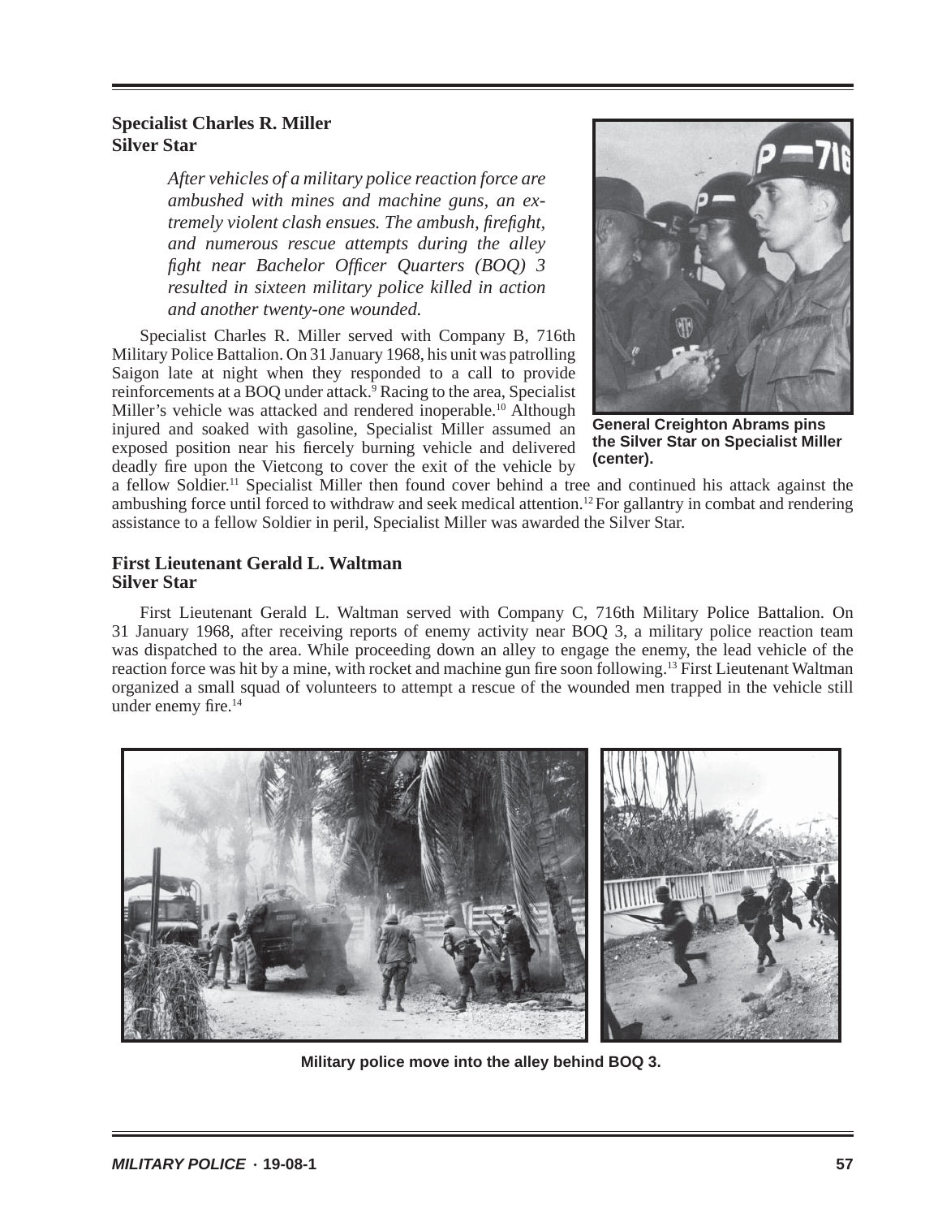## Specialist Charles R. Miller
## Silver Star

> *After vehicles of a military police reaction force are ambushed with mines and machine guns, an extremely violent clash ensues. The ambush, firefight, and numerous rescue attempts during the alley fight near Bachelor Officer Quarters (BOQ) 3 resulted in sixteen military police killed in action and another twenty-one wounded.*

Specialist Charles R. Miller served with Company B, 716th Military Police Battalion. On 31 January 1968, his unit was patrolling Saigon late at night when they responded to a call to provide reinforcements at a BOQ under attack.[9] Racing to the area, Specialist Miller's vehicle was attacked and rendered inoperable.[10] Although injured and soaked with gasoline, Specialist Miller assumed an exposed position near his fiercely burning vehicle and delivered deadly fire upon the Vietcong to cover the exit of the vehicle by a fellow Soldier.[11] Specialist Miller then found cover behind a tree and continued his attack against the ambushing force until forced to withdraw and seek medical attention.[12] For gallantry in combat and rendering assistance to a fellow Soldier in peril, Specialist Miller was awarded the Silver Star.

**General Creighton Abrams pins the Silver Star on Specialist Miller (center).**

## First Lieutenant Gerald L. Waltman
## Silver Star

First Lieutenant Gerald L. Waltman served with Company C, 716th Military Police Battalion. On 31 January 1968, after receiving reports of enemy activity near BOQ 3, a military police reaction team was dispatched to the area. While proceeding down an alley to engage the enemy, the lead vehicle of the reaction force was hit by a mine, with rocket and machine gun fire soon following.[13] First Lieutenant Waltman organized a small squad of volunteers to attempt a rescue of the wounded men trapped in the vehicle still under enemy fire.[14]

**Military police move into the alley behind BOQ 3.**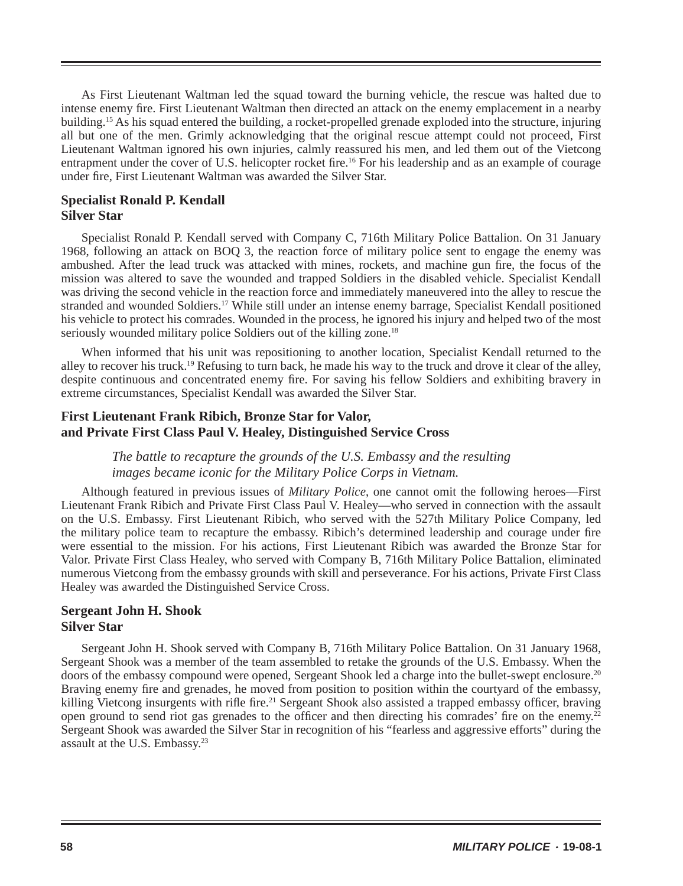As First Lieutenant Waltman led the squad toward the burning vehicle, the rescue was halted due to intense enemy fire. First Lieutenant Waltman then directed an attack on the enemy emplacement in a nearby building.[15] As his squad entered the building, a rocket-propelled grenade exploded into the structure, injuring all but one of the men. Grimly acknowledging that the original rescue attempt could not proceed, First Lieutenant Waltman ignored his own injuries, calmly reassured his men, and led them out of the Vietcong entrapment under the cover of U.S. helicopter rocket fire.[16] For his leadership and as an example of courage under fire, First Lieutenant Waltman was awarded the Silver Star.

### Specialist Ronald P. Kendall
### Silver Star

Specialist Ronald P. Kendall served with Company C, 716th Military Police Battalion. On 31 January 1968, following an attack on BOQ 3, the reaction force of military police sent to engage the enemy was ambushed. After the lead truck was attacked with mines, rockets, and machine gun fire, the focus of the mission was altered to save the wounded and trapped Soldiers in the disabled vehicle. Specialist Kendall was driving the second vehicle in the reaction force and immediately maneuvered into the alley to rescue the stranded and wounded Soldiers.[17] While still under an intense enemy barrage, Specialist Kendall positioned his vehicle to protect his comrades. Wounded in the process, he ignored his injury and helped two of the most seriously wounded military police Soldiers out of the killing zone.[18]

When informed that his unit was repositioning to another location, Specialist Kendall returned to the alley to recover his truck.[19] Refusing to turn back, he made his way to the truck and drove it clear of the alley, despite continuous and concentrated enemy fire. For saving his fellow Soldiers and exhibiting bravery in extreme circumstances, Specialist Kendall was awarded the Silver Star.

### First Lieutenant Frank Ribich, Bronze Star for Valor, and Private First Class Paul V. Healey, Distinguished Service Cross

*The battle to recapture the grounds of the U.S. Embassy and the resulting images became iconic for the Military Police Corps in Vietnam.*

Although featured in previous issues of *Military Police*, one cannot omit the following heroes—First Lieutenant Frank Ribich and Private First Class Paul V. Healey—who served in connection with the assault on the U.S. Embassy. First Lieutenant Ribich, who served with the 527th Military Police Company, led the military police team to recapture the embassy. Ribich's determined leadership and courage under fire were essential to the mission. For his actions, First Lieutenant Ribich was awarded the Bronze Star for Valor. Private First Class Healey, who served with Company B, 716th Military Police Battalion, eliminated numerous Vietcong from the embassy grounds with skill and perseverance. For his actions, Private First Class Healey was awarded the Distinguished Service Cross.

### Sergeant John H. Shook
### Silver Star

Sergeant John H. Shook served with Company B, 716th Military Police Battalion. On 31 January 1968, Sergeant Shook was a member of the team assembled to retake the grounds of the U.S. Embassy. When the doors of the embassy compound were opened, Sergeant Shook led a charge into the bullet-swept enclosure.[20] Braving enemy fire and grenades, he moved from position to position within the courtyard of the embassy, killing Vietcong insurgents with rifle fire.[21] Sergeant Shook also assisted a trapped embassy officer, braving open ground to send riot gas grenades to the officer and then directing his comrades' fire on the enemy.[22] Sergeant Shook was awarded the Silver Star in recognition of his "fearless and aggressive efforts" during the assault at the U.S. Embassy.[23]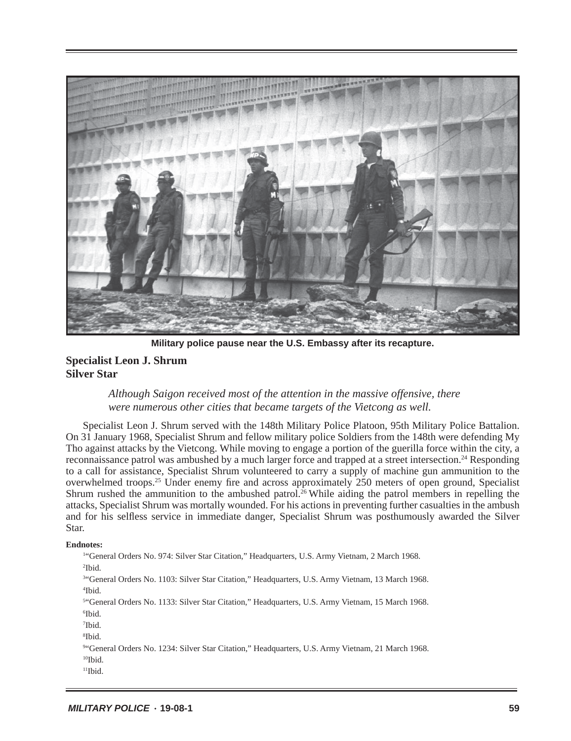Military police pause near the U.S. Embassy after its recapture.

## Specialist Leon J. Shrum
## Silver Star

*Although Saigon received most of the attention in the massive offensive, there were numerous other cities that became targets of the Vietcong as well.*

Specialist Leon J. Shrum served with the 148th Military Police Platoon, 95th Military Police Battalion. On 31 January 1968, Specialist Shrum and fellow military police Soldiers from the 148th were defending My Tho against attacks by the Vietcong. While moving to engage a portion of the guerilla force within the city, a reconnaissance patrol was ambushed by a much larger force and trapped at a street intersection.[24] Responding to a call for assistance, Specialist Shrum volunteered to carry a supply of machine gun ammunition to the overwhelmed troops.[25] Under enemy fire and across approximately 250 meters of open ground, Specialist Shrum rushed the ammunition to the ambushed patrol.[26] While aiding the patrol members in repelling the attacks, Specialist Shrum was mortally wounded. For his actions in preventing further casualties in the ambush and for his selfless service in immediate danger, Specialist Shrum was posthumously awarded the Silver Star.

**Endnotes:**

[1]"General Orders No. 974: Silver Star Citation," Headquarters, U.S. Army Vietnam, 2 March 1968.
[2]Ibid.
[3]"General Orders No. 1103: Silver Star Citation," Headquarters, U.S. Army Vietnam, 13 March 1968.
[4]Ibid.
[5]"General Orders No. 1133: Silver Star Citation," Headquarters, U.S. Army Vietnam, 15 March 1968.
[6]Ibid.
[7]Ibid.
[8]Ibid.
[9]"General Orders No. 1234: Silver Star Citation," Headquarters, U.S. Army Vietnam, 21 March 1968.
[10]Ibid.
[11]Ibid.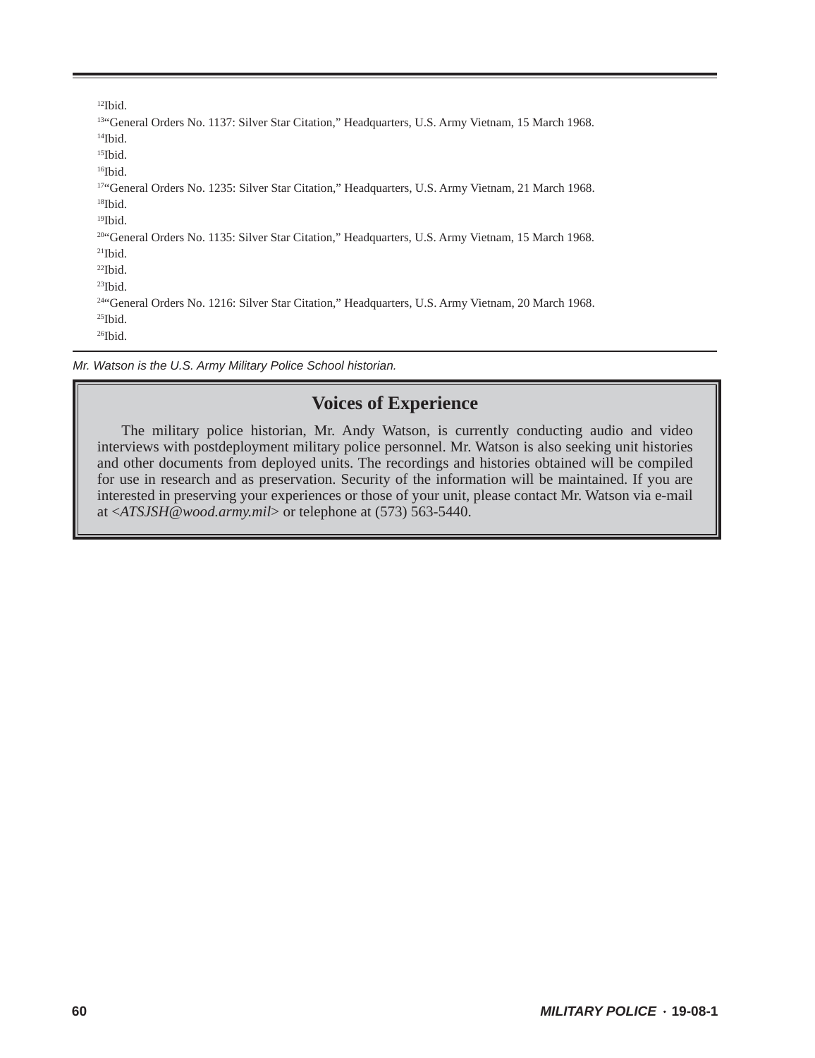[12]Ibid.

[13]"General Orders No. 1137: Silver Star Citation," Headquarters, U.S. Army Vietnam, 15 March 1968.

[14]Ibid.

[15]Ibid.

[16]Ibid.

[17]"General Orders No. 1235: Silver Star Citation," Headquarters, U.S. Army Vietnam, 21 March 1968.

[18]Ibid.

[19]Ibid.

[20]"General Orders No. 1135: Silver Star Citation," Headquarters, U.S. Army Vietnam, 15 March 1968.

[21]Ibid.

[22]Ibid.

[23]Ibid.

[24]"General Orders No. 1216: Silver Star Citation," Headquarters, U.S. Army Vietnam, 20 March 1968.

[25]Ibid.

[26]Ibid.

*Mr. Watson is the U.S. Army Military Police School historian.*

## Voices of Experience

The military police historian, Mr. Andy Watson, is currently conducting audio and video interviews with postdeployment military police personnel. Mr. Watson is also seeking unit histories and other documents from deployed units. The recordings and histories obtained will be compiled for use in research and as preservation. Security of the information will be maintained. If you are interested in preserving your experiences or those of your unit, please contact Mr. Watson via e-mail at <*ATSJSH@wood.army.mil*> or telephone at (573) 563-5440.